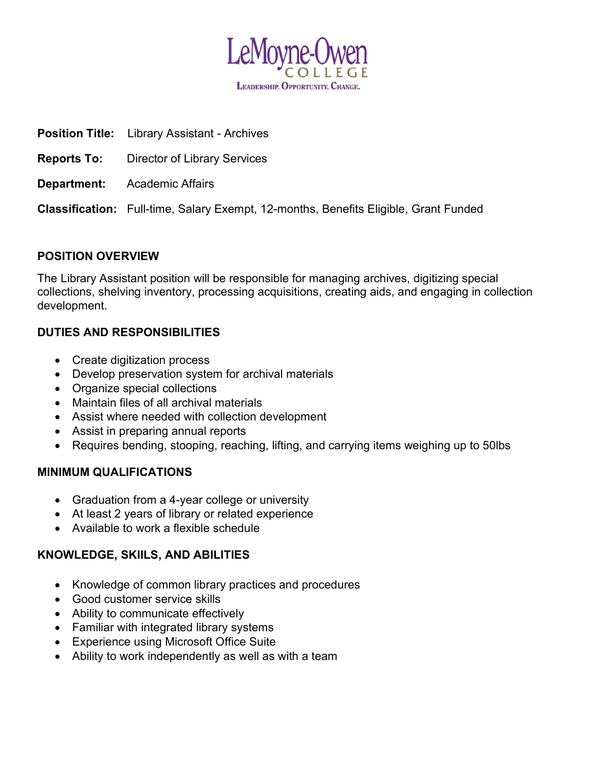LeMoyne-Owen
COLLEGE
LEADERSHIP. OPPORTUNITY. CHANGE.

**Position Title:** Library Assistant - Archives

**Reports To:** Director of Library Services

**Department:** Academic Affairs

**Classification:** Full-time, Salary Exempt, 12-months, Benefits Eligible, Grant Funded

## POSITION OVERVIEW

The Library Assistant position will be responsible for managing archives, digitizing special collections, shelving inventory, processing acquisitions, creating aids, and engaging in collection development.

## DUTIES AND RESPONSIBILITIES

- Create digitization process
- Develop preservation system for archival materials
- Organize special collections
- Maintain files of all archival materials
- Assist where needed with collection development
- Assist in preparing annual reports
- Requires bending, stooping, reaching, lifting, and carrying items weighing up to 50lbs

## MINIMUM QUALIFICATIONS

- Graduation from a 4-year college or university
- At least 2 years of library or related experience
- Available to work a flexible schedule

## KNOWLEDGE, SKIILS, AND ABILITIES

- Knowledge of common library practices and procedures
- Good customer service skills
- Ability to communicate effectively
- Familiar with integrated library systems
- Experience using Microsoft Office Suite
- Ability to work independently as well as with a team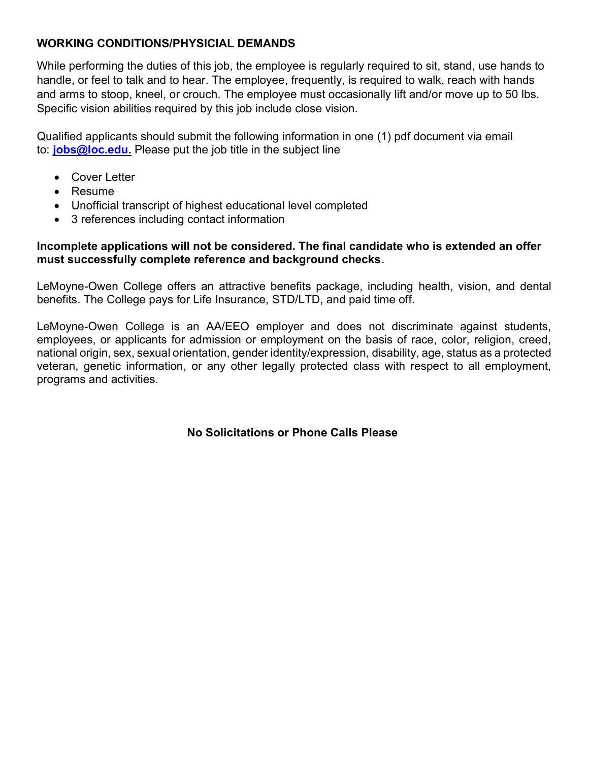**WORKING CONDITIONS/PHYSICIAL DEMANDS**

While performing the duties of this job, the employee is regularly required to sit, stand, use hands to handle, or feel to talk and to hear. The employee, frequently, is required to walk, reach with hands and arms to stoop, kneel, or crouch. The employee must occasionally lift and/or move up to 50 lbs. Specific vision abilities required by this job include close vision.

Qualified applicants should submit the following information in one (1) pdf document via email to: **jobs@loc.edu.** Please put the job title in the subject line

- Cover Letter
- Resume
- Unofficial transcript of highest educational level completed
- 3 references including contact information

**Incomplete applications will not be considered. The final candidate who is extended an offer must successfully complete reference and background checks**.

LeMoyne-Owen College offers an attractive benefits package, including health, vision, and dental benefits. The College pays for Life Insurance, STD/LTD, and paid time off.

LeMoyne-Owen College is an AA/EEO employer and does not discriminate against students, employees, or applicants for admission or employment on the basis of race, color, religion, creed, national origin, sex, sexual orientation, gender identity/expression, disability, age, status as a protected veteran, genetic information, or any other legally protected class with respect to all employment, programs and activities.

**No Solicitations or Phone Calls Please**